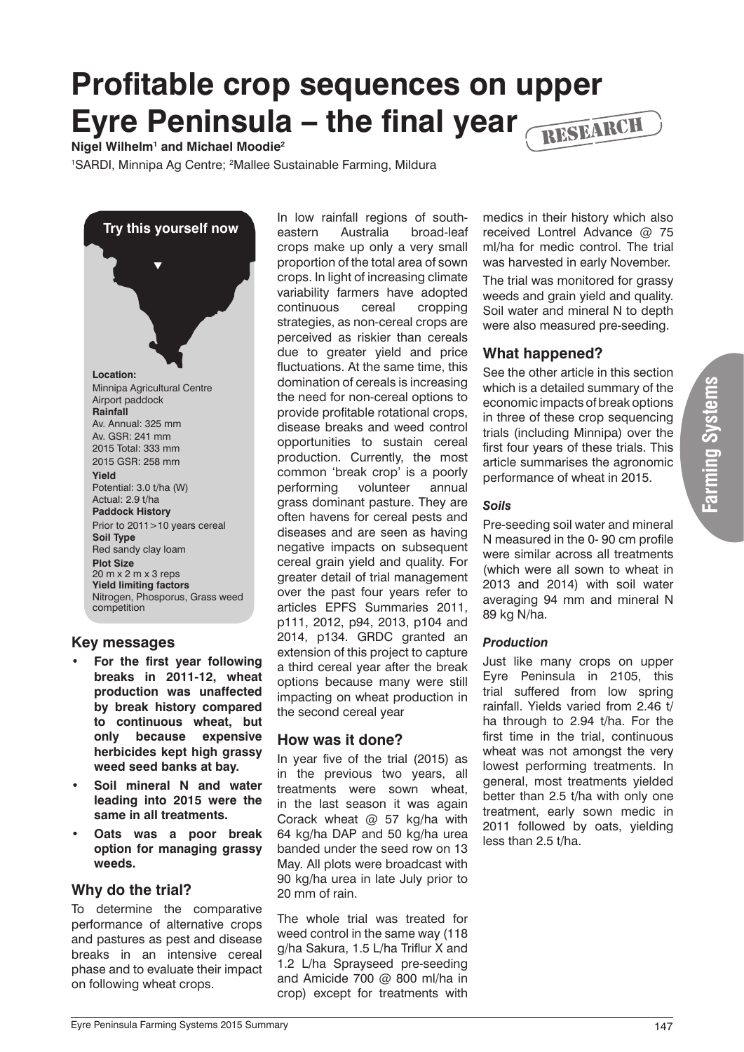# Profitable crop sequences on upper Eyre Peninsula – the final year

RESEARCH

**Nigel Wilhelm[1] and Michael Moodie[2]**

[1]SARDI, Minnipa Ag Centre; [2]Mallee Sustainable Farming, Mildura

**Try this yourself now**

**Location:**
Minnipa Agricultural Centre
Airport paddock

**Rainfall**
Av. Annual: 325 mm
Av. GSR: 241 mm
2015 Total: 333 mm
2015 GSR: 258 mm

**Yield**
Potential: 3.0 t/ha (W)
Actual: 2.9 t/ha

**Paddock History**
Prior to 2011>10 years cereal

**Soil Type**
Red sandy clay loam

**Plot Size**
20 m x 2 m x 3 reps

**Yield limiting factors**
Nitrogen, Phosporus, Grass weed competition

## Key messages

- **For the first year following breaks in 2011-12, wheat production was unaffected by break history compared to continuous wheat, but only because expensive herbicides kept high grassy weed seed banks at bay.**
- **Soil mineral N and water leading into 2015 were the same in all treatments.**
- **Oats was a poor break option for managing grassy weeds.**

## Why do the trial?

To determine the comparative performance of alternative crops and pastures as pest and disease breaks in an intensive cereal phase and to evaluate their impact on following wheat crops.

In low rainfall regions of south-eastern Australia broad-leaf crops make up only a very small proportion of the total area of sown crops. In light of increasing climate variability farmers have adopted continuous cereal cropping strategies, as non-cereal crops are perceived as riskier than cereals due to greater yield and price fluctuations. At the same time, this domination of cereals is increasing the need for non-cereal options to provide profitable rotational crops, disease breaks and weed control opportunities to sustain cereal production. Currently, the most common 'break crop' is a poorly performing volunteer annual grass dominant pasture. They are often havens for cereal pests and diseases and are seen as having negative impacts on subsequent cereal grain yield and quality. For greater detail of trial management over the past four years refer to articles EPFS Summaries 2011, p111, 2012, p94, 2013, p104 and 2014, p134. GRDC granted an extension of this project to capture a third cereal year after the break options because many were still impacting on wheat production in the second cereal year

## How was it done?

In year five of the trial (2015) as in the previous two years, all treatments were sown wheat, in the last season it was again Corack wheat @ 57 kg/ha with 64 kg/ha DAP and 50 kg/ha urea banded under the seed row on 13 May. All plots were broadcast with 90 kg/ha urea in late July prior to 20 mm of rain.

The whole trial was treated for weed control in the same way (118 g/ha Sakura, 1.5 L/ha Triflur X and 1.2 L/ha Sprayseed pre-seeding and Amicide 700 @ 800 ml/ha in crop) except for treatments with medics in their history which also received Lontrel Advance @ 75 ml/ha for medic control. The trial was harvested in early November.

The trial was monitored for grassy weeds and grain yield and quality. Soil water and mineral N to depth were also measured pre-seeding.

## What happened?

See the other article in this section which is a detailed summary of the economic impacts of break options in three of these crop sequencing trials (including Minnipa) over the first four years of these trials. This article summarises the agronomic performance of wheat in 2015.

### *Soils*

Pre-seeding soil water and mineral N measured in the 0- 90 cm profile were similar across all treatments (which were all sown to wheat in 2013 and 2014) with soil water averaging 94 mm and mineral N 89 kg N/ha.

### *Production*

Just like many crops on upper Eyre Peninsula in 2105, this trial suffered from low spring rainfall. Yields varied from 2.46 t/ha through to 2.94 t/ha. For the first time in the trial, continuous wheat was not amongst the very lowest performing treatments. In general, most treatments yielded better than 2.5 t/ha with only one treatment, early sown medic in 2011 followed by oats, yielding less than 2.5 t/ha.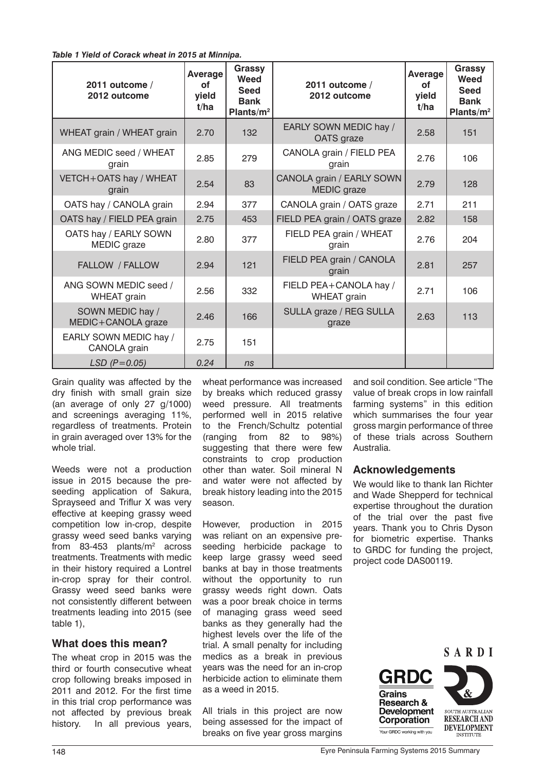*Table 1 Yield of Corack wheat in 2015 at Minnipa.*

| 2011 outcome / 2012 outcome | Average of yield t/ha | Grassy Weed Seed Bank Plants/m² | 2011 outcome / 2012 outcome | Average of yield t/ha | Grassy Weed Seed Bank Plants/m² |
|---|---|---|---|---|---|
| WHEAT grain / WHEAT grain | 2.70 | 132 | EARLY SOWN MEDIC hay / OATS graze | 2.58 | 151 |
| ANG MEDIC seed / WHEAT grain | 2.85 | 279 | CANOLA grain / FIELD PEA grain | 2.76 | 106 |
| VETCH+OATS hay / WHEAT grain | 2.54 | 83 | CANOLA grain / EARLY SOWN MEDIC graze | 2.79 | 128 |
| OATS hay / CANOLA grain | 2.94 | 377 | CANOLA grain / OATS graze | 2.71 | 211 |
| OATS hay / FIELD PEA grain | 2.75 | 453 | FIELD PEA grain / OATS graze | 2.82 | 158 |
| OATS hay / EARLY SOWN MEDIC graze | 2.80 | 377 | FIELD PEA grain / WHEAT grain | 2.76 | 204 |
| FALLOW / FALLOW | 2.94 | 121 | FIELD PEA grain / CANOLA grain | 2.81 | 257 |
| ANG SOWN MEDIC seed / WHEAT grain | 2.56 | 332 | FIELD PEA+CANOLA hay / WHEAT grain | 2.71 | 106 |
| SOWN MEDIC hay / MEDIC+CANOLA graze | 2.46 | 166 | SULLA graze / REG SULLA graze | 2.63 | 113 |
| EARLY SOWN MEDIC hay / CANOLA grain | 2.75 | 151 | | | |
| *LSD (P=0.05)* | *0.24* | *ns* | | | |

Grain quality was affected by the dry finish with small grain size (an average of only 27 g/1000) and screenings averaging 11%, regardless of treatments. Protein in grain averaged over 13% for the whole trial.

Weeds were not a production issue in 2015 because the pre-seeding application of Sakura, Sprayseed and Triflur X was very effective at keeping grassy weed competition low in-crop, despite grassy weed seed banks varying from 83-453 plants/m² across treatments. Treatments with medic in their history required a Lontrel in-crop spray for their control. Grassy weed seed banks were not consistently different between treatments leading into 2015 (see table 1),

## What does this mean?

The wheat crop in 2015 was the third or fourth consecutive wheat crop following breaks imposed in 2011 and 2012. For the first time in this trial crop performance was not affected by previous break history. In all previous years, wheat performance was increased by breaks which reduced grassy weed pressure. All treatments performed well in 2015 relative to the French/Schultz potential (ranging from 82 to 98%) suggesting that there were few constraints to crop production other than water. Soil mineral N and water were not affected by break history leading into the 2015 season.

However, production in 2015 was reliant on an expensive pre-seeding herbicide package to keep large grassy weed seed banks at bay in those treatments without the opportunity to run grassy weeds right down. Oats was a poor break choice in terms of managing grass weed seed banks as they generally had the highest levels over the life of the trial. A small penalty for including medics as a break in previous years was the need for an in-crop herbicide action to eliminate them as a weed in 2015.

All trials in this project are now being assessed for the impact of breaks on five year gross margins and soil condition. See article "The value of break crops in low rainfall farming systems" in this edition which summarises the four year gross margin performance of three of these trials across Southern Australia.

## Acknowledgements

We would like to thank Ian Richter and Wade Shepperd for technical expertise throughout the duration of the trial over the past five years. Thank you to Chris Dyson for biometric expertise. Thanks to GRDC for funding the project, project code DAS00119.

SARDI

GRDC Grains Research & Development Corporation
Your GRDC working with you

SOUTH AUSTRALIAN RESEARCH AND DEVELOPMENT INSTITUTE